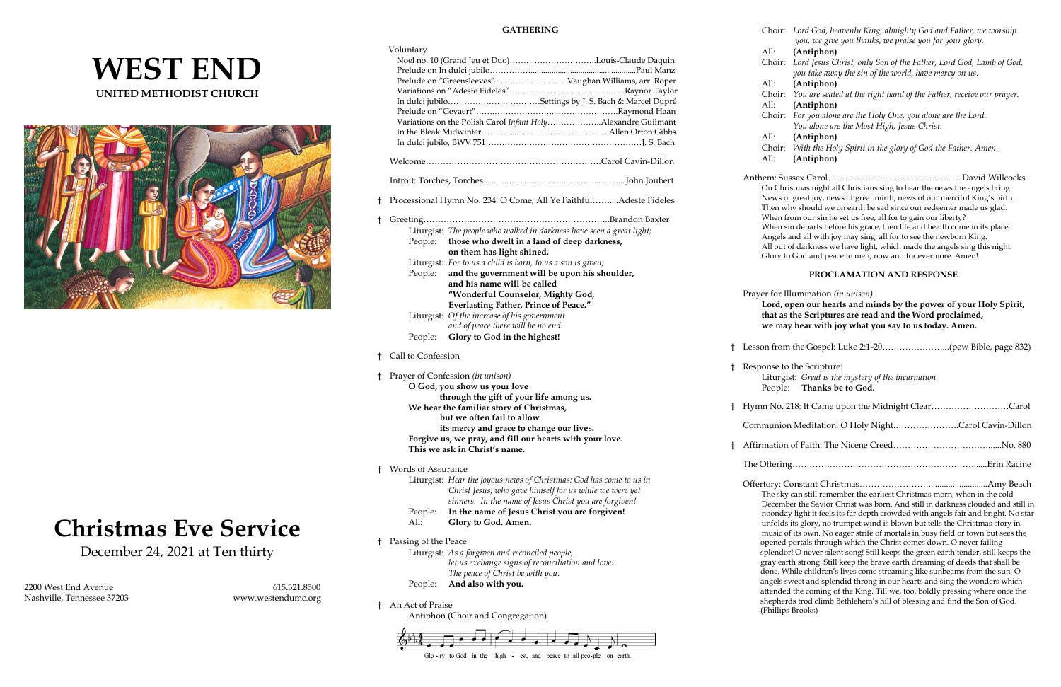# WEST END

**UNITED METHODIST CHURCH**

# Christmas Eve Service

December 24, 2021 at Ten thirty

2200 West End Avenue
Nashville, Tennessee 37203

615.321.8500
www.westendumc.org

## GATHERING

Voluntary

- Noel no. 10 (Grand Jeu et Duo)……………………………Louis-Claude Daquin
- Prelude on In dulci jubilo……………………………………………Paul Manz
- Prelude on "Greensleeves"…………………………Vaughan Williams, arr. Roper
- Variations on "Adeste Fideles"……………………………………Raynor Taylor
- In dulci jubilo……………………………Settings by J. S. Bach & Marcel Dupré
- Prelude on "Gevaert"…………………………………………Raymond Haan
- Variations on the Polish Carol *Infant Holy*………………Alexandre Guilmant
- In the Bleak Midwinter……………………………………………Allen Orton Gibbs
- In dulci jubilo, BWV 751…………………………………………………J. S. Bach

Welcome……………………………………………………………Carol Cavin-Dillon

Introit: Torches, Torches ………………………………………………John Joubert

† Processional Hymn No. 234: O Come, All Ye Faithful……….Adeste Fideles

† Greeting……………………………………………………………Brandon Baxter

Liturgist: *The people who walked in darkness have seen a great light;*
People: **those who dwelt in a land of deep darkness, on them has light shined.**
Liturgist: *For to us a child is born, to us a son is given;*
People: **and the government will be upon his shoulder, and his name will be called "Wonderful Counselor, Mighty God, Everlasting Father, Prince of Peace."**
Liturgist: *Of the increase of his government and of peace there will be no end.*
People: **Glory to God in the highest!**

† Call to Confession

† Prayer of Confession *(in unison)*

**O God, you show us your love
through the gift of your life among us.
We hear the familiar story of Christmas,
but we often fail to allow
its mercy and grace to change our lives.
Forgive us, we pray, and fill our hearts with your love.
This we ask in Christ's name.**

† Words of Assurance

Liturgist: *Hear the joyous news of Christmas: God has come to us in Christ Jesus, who gave himself for us while we were yet sinners. In the name of Jesus Christ you are forgiven!*
People: **In the name of Jesus Christ you are forgiven!**
All: **Glory to God. Amen.**

† Passing of the Peace

Liturgist: *As a forgiven and reconciled people, let us exchange signs of reconciliation and love. The peace of Christ be with you.*
People: **And also with you.**

† An Act of Praise

Antiphon (Choir and Congregation)

Glo - ry to God in the high - est, and peace to all peo-ple on earth.

Choir: *Lord God, heavenly King, almighty God and Father, we worship you, we give you thanks, we praise you for your glory.*
All: **(Antiphon)**
Choir: *Lord Jesus Christ, only Son of the Father, Lord God, Lamb of God, you take away the sin of the world, have mercy on us.*
All: **(Antiphon)**
Choir: *You are seated at the right hand of the Father, receive our prayer.*
All: **(Antiphon)**
Choir: *For you alone are the Holy One, you alone are the Lord. You alone are the Most High, Jesus Christ.*
All: **(Antiphon)**
Choir: *With the Holy Spirit in the glory of God the Father. Amen.*
All: **(Antiphon)**

Anthem: Sussex Carol…………………………………………David Willcocks

On Christmas night all Christians sing to hear the news the angels bring. News of great joy, news of great mirth, news of our merciful King's birth. Then why should we on earth be sad since our redeemer made us glad. When from our sin he set us free, all for to gain our liberty? When sin departs before his grace, then life and health come in its place; Angels and all with joy may sing, all for to see the newborn King. All out of darkness we have light, which made the angels sing this night: Glory to God and peace to men, now and for evermore. Amen!

## PROCLAMATION AND RESPONSE

Prayer for Illumination *(in unison)*

**Lord, open our hearts and minds by the power of your Holy Spirit, that as the Scriptures are read and the Word proclaimed, we may hear with joy what you say to us today. Amen.**

† Lesson from the Gospel: Luke 2:1-20…………………….(pew Bible, page 832)

† Response to the Scripture:

Liturgist: *Great is the mystery of the incarnation.*
People: **Thanks be to God.**

† Hymn No. 218: It Came upon the Midnight Clear……………………Carol

Communion Meditation: O Holy Night…………………Carol Cavin-Dillon

† Affirmation of Faith: The Nicene Creed…………………………No. 880

The Offering……………………………………………………………Erin Racine

Offertory: Constant Christmas………………………………………Amy Beach

The sky can still remember the earliest Christmas morn, when in the cold December the Savior Christ was born. And still in darkness clouded and still in noonday light it feels its far depth crowded with angels fair and bright. No star unfolds its glory, no trumpet wind is blown but tells the Christmas story in music of its own. No eager strife of mortals in busy field or town but sees the opened portals through which the Christ comes down. O never failing splendor! O never silent song! Still keeps the green earth tender, still keeps the gray earth strong. Still keep the brave earth dreaming of deeds that shall be done. While children's lives come streaming like sunbeams from the sun. O angels sweet and splendid throng in our hearts and sing the wonders which attended the coming of the King. Till we, too, boldly pressing where once the shepherds trod climb Bethlehem's hill of blessing and find the Son of God. (Phillips Brooks)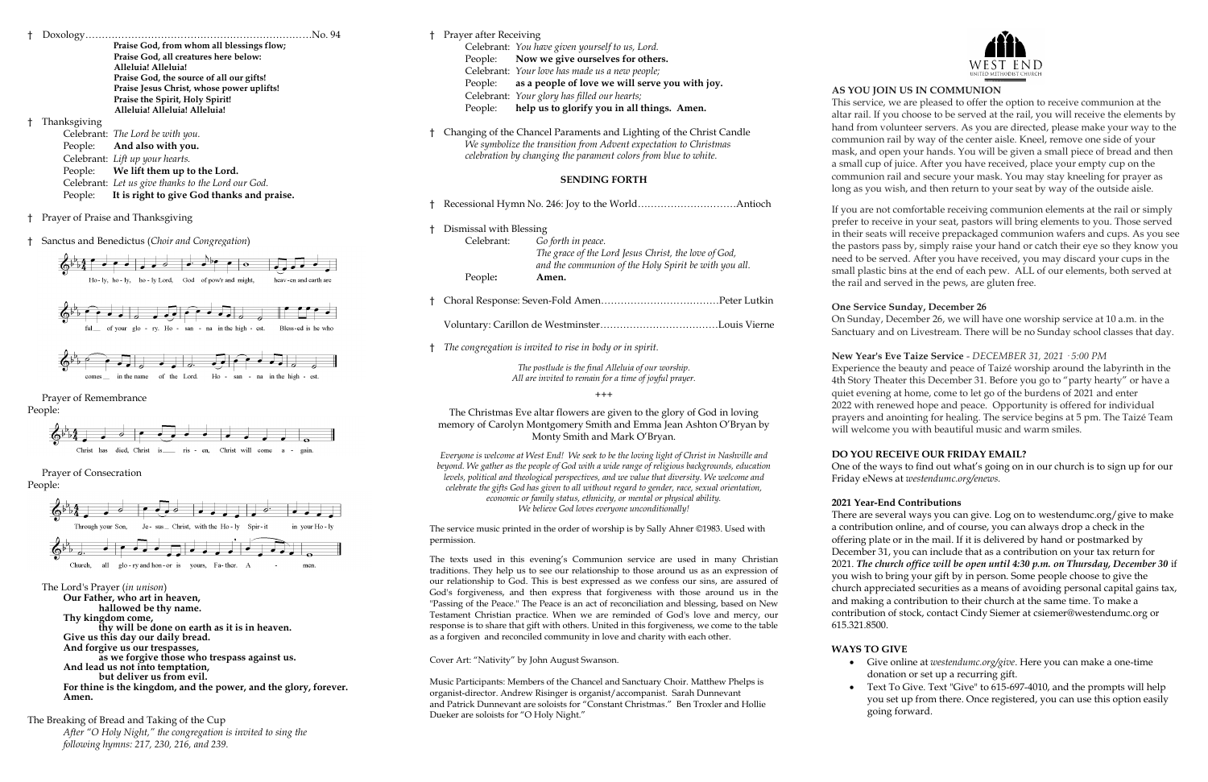† Doxology……………………………………………………………No. 94

**Praise God, from whom all blessings flow;**
**Praise God, all creatures here below:**
**Alleluia! Alleluia!**
**Praise God, the source of all our gifts!**
**Praise Jesus Christ, whose power uplifts!**
**Praise the Spirit, Holy Spirit!**
**Alleluia! Alleluia! Alleluia!**

† Thanksgiving

Celebrant: *The Lord be with you.*
People: **And also with you.**
Celebrant: *Lift up your hearts.*
People: **We lift them up to the Lord.**
Celebrant: *Let us give thanks to the Lord our God.*
People: **It is right to give God thanks and praise.**

† Prayer of Praise and Thanksgiving

† Sanctus and Benedictus (*Choir and Congregation*)

Ho - ly, ho - ly, ho - ly Lord, God of pow'r and might, heav - en and earth are full of your glo - ry. Ho - san - na in the high - est. Bless - ed is he who comes in the name of the Lord. Ho - san - na in the high - est.

Prayer of Remembrance

People:

Christ has died, Christ is ris - en, Christ will come a - gain.

Prayer of Consecration

People:

Through your Son, Je - sus Christ, with the Ho - ly Spir - it in your Ho - ly Church, all glo - ry and hon - or is yours, Fa - ther. A - men.

The Lord's Prayer (*in unison*)

**Our Father, who art in heaven,**
**hallowed be thy name.**
**Thy kingdom come,**
**thy will be done on earth as it is in heaven.**
**Give us this day our daily bread.**
**And forgive us our trespasses,**
**as we forgive those who trespass against us.**
**And lead us not into temptation,**
**but deliver us from evil.**
**For thine is the kingdom, and the power, and the glory, forever.**
**Amen.**

The Breaking of Bread and Taking of the Cup

*After "O Holy Night," the congregation is invited to sing the following hymns: 217, 230, 216, and 239.*

† Prayer after Receiving

Celebrant: *You have given yourself to us, Lord.*
People: **Now we give ourselves for others.**
Celebrant: *Your love has made us a new people;*
People: **as a people of love we will serve you with joy.**
Celebrant: *Your glory has filled our hearts;*
People: **help us to glorify you in all things. Amen.**

† Changing of the Chancel Paraments and Lighting of the Christ Candle

*We symbolize the transition from Advent expectation to Christmas celebration by changing the parament colors from blue to white.*

**SENDING FORTH**

† Recessional Hymn No. 246: Joy to the World…………………………Antioch

† Dismissal with Blessing

Celebrant: *Go forth in peace.*
*The grace of the Lord Jesus Christ, the love of God, and the communion of the Holy Spirit be with you all.*
People: **Amen.**

† Choral Response: Seven-Fold Amen………………………………Peter Lutkin

Voluntary: Carillon de Westminster………………………………Louis Vierne

† *The congregation is invited to rise in body or in spirit.*

*The postlude is the final Alleluia of our worship.*
*All are invited to remain for a time of joyful prayer.*

+++

The Christmas Eve altar flowers are given to the glory of God in loving memory of Carolyn Montgomery Smith and Emma Jean Ashton O'Bryan by Monty Smith and Mark O'Bryan.

*Everyone is welcome at West End! We seek to be the loving light of Christ in Nashville and beyond. We gather as the people of God with a wide range of religious backgrounds, education levels, political and theological perspectives, and we value that diversity. We welcome and celebrate the gifts God has given to all without regard to gender, race, sexual orientation, economic or family status, ethnicity, or mental or physical ability. We believe God loves everyone unconditionally!*

The service music printed in the order of worship is by Sally Ahner ©1983. Used with permission.

The texts used in this evening's Communion service are used in many Christian traditions. They help us to see our relationship to those around us as an expression of our relationship to God. This is best expressed as we confess our sins, are assured of God's forgiveness, and then express that forgiveness with those around us in the "Passing of the Peace." The Peace is an act of reconciliation and blessing, based on New Testament Christian practice. When we are reminded of God's love and mercy, our response is to share that gift with others. United in this forgiveness, we come to the table as a forgiven and reconciled community in love and charity with each other.

Cover Art: "Nativity" by John August Swanson.

Music Participants: Members of the Chancel and Sanctuary Choir. Matthew Phelps is organist-director. Andrew Risinger is organist/accompanist. Sarah Dunnevant and Patrick Dunnevant are soloists for "Constant Christmas." Ben Troxler and Hollie Dueker are soloists for "O Holy Night."

WEST END
UNITED METHODIST CHURCH

**AS YOU JOIN US IN COMMUNION**

This service, we are pleased to offer the option to receive communion at the altar rail. If you choose to be served at the rail, you will receive the elements by hand from volunteer servers. As you are directed, please make your way to the communion rail by way of the center aisle. Kneel, remove one side of your mask, and open your hands. You will be given a small piece of bread and then a small cup of juice. After you have received, place your empty cup on the communion rail and secure your mask. You may stay kneeling for prayer as long as you wish, and then return to your seat by way of the outside aisle.

If you are not comfortable receiving communion elements at the rail or simply prefer to receive in your seat, pastors will bring elements to you. Those served in their seats will receive prepackaged communion wafers and cups. As you see the pastors pass by, simply raise your hand or catch their eye so they know you need to be served. After you have received, you may discard your cups in the small plastic bins at the end of each pew. ALL of our elements, both served at the rail and served in the pews, are gluten free.

**One Service Sunday, December 26**

On Sunday, December 26, we will have one worship service at 10 a.m. in the Sanctuary and on Livestream. There will be no Sunday school classes that day.

**New Year's Eve Taize Service** - *DECEMBER 31, 2021 · 5:00 PM*

Experience the beauty and peace of Taizé worship around the labyrinth in the 4th Story Theater this December 31. Before you go to "party hearty" or have a quiet evening at home, come to let go of the burdens of 2021 and enter 2022 with renewed hope and peace. Opportunity is offered for individual prayers and anointing for healing. The service begins at 5 pm. The Taizé Team will welcome you with beautiful music and warm smiles.

**DO YOU RECEIVE OUR FRIDAY EMAIL?**

One of the ways to find out what's going on in our church is to sign up for our Friday eNews at *westendumc.org/enews*.

**2021 Year-End Contributions**

There are several ways you can give. Log on to westendumc.org/give to make a contribution online, and of course, you can always drop a check in the offering plate or in the mail. If it is delivered by hand or postmarked by December 31, you can include that as a contribution on your tax return for 2021. ***The church office will be open until 4:30 p.m. on Thursday, December 30*** if you wish to bring your gift by in person. Some people choose to give the church appreciated securities as a means of avoiding personal capital gains tax, and making a contribution to their church at the same time. To make a contribution of stock, contact Cindy Siemer at csiemer@westendumc.org or 615.321.8500.

**WAYS TO GIVE**

- Give online at *westendumc.org/give*. Here you can make a one-time donation or set up a recurring gift.
- Text To Give. Text "Give" to 615-697-4010, and the prompts will help you set up from there. Once registered, you can use this option easily going forward.